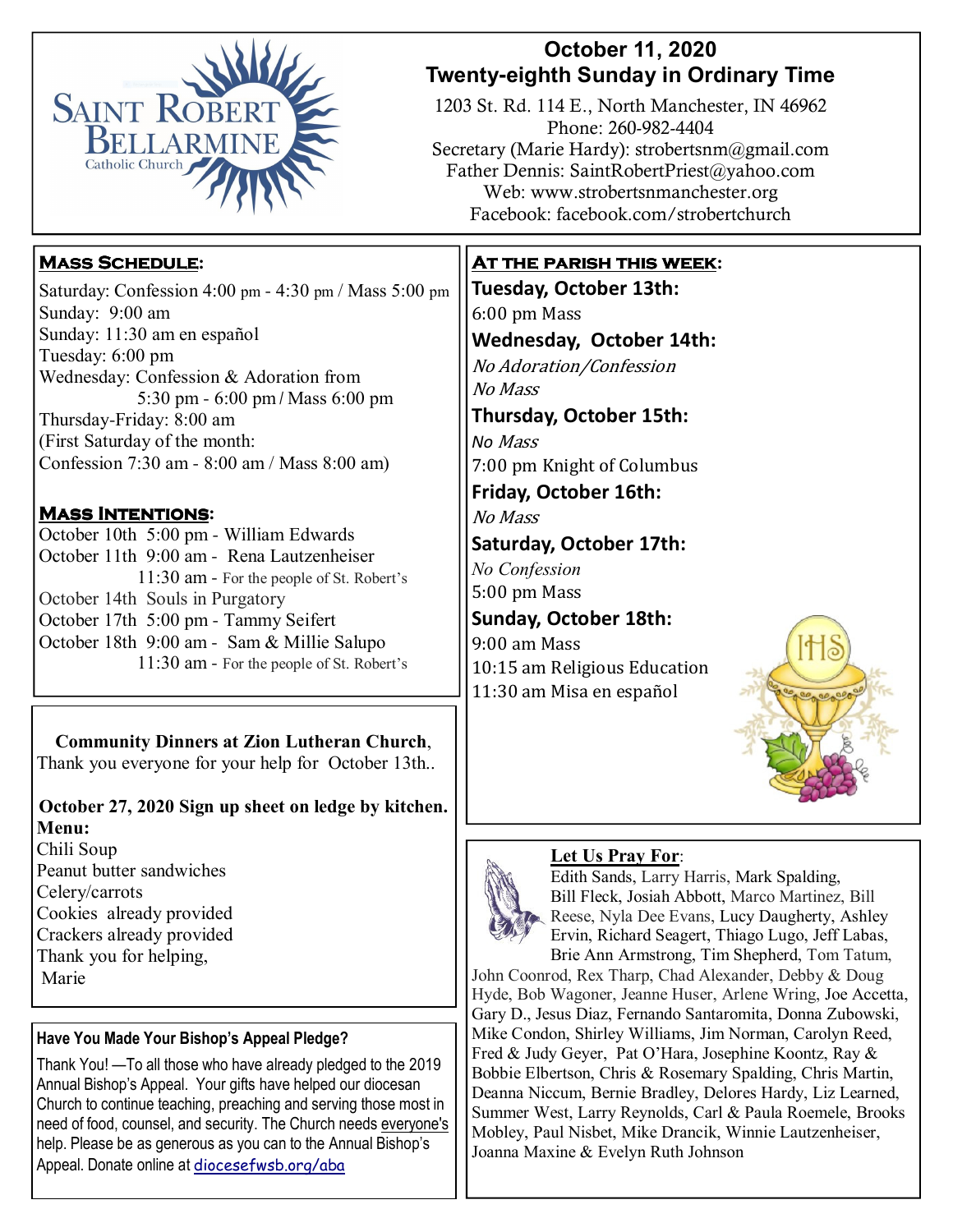# Saint Robert Bellarmine Catholic Church

## October 11, 2020
## Twenty-eighth Sunday in Ordinary Time

1203 St. Rd. 114 E., North Manchester, IN 46962
Phone: 260-982-4404
Secretary (Marie Hardy): strobertsnm@gmail.com
Father Dennis: SaintRobertPriest@yahoo.com
Web: www.strobertsnmanchester.org
Facebook: facebook.com/strobertchurch

### Mass Schedule:

Saturday: Confession 4:00 pm - 4:30 pm / Mass 5:00 pm
Sunday: 9:00 am
Sunday: 11:30 am en español
Tuesday: 6:00 pm
Wednesday: Confession & Adoration from 5:30 pm - 6:00 pm / Mass 6:00 pm
Thursday-Friday: 8:00 am
(First Saturday of the month: Confession 7:30 am - 8:00 am / Mass 8:00 am)

### Mass Intentions:

October 10th 5:00 pm - William Edwards
October 11th 9:00 am - Rena Lautzenheiser
11:30 am - For the people of St. Robert's
October 14th Souls in Purgatory
October 17th 5:00 pm - Tammy Seifert
October 18th 9:00 am - Sam & Millie Salupo
11:30 am - For the people of St. Robert's

**Community Dinners at Zion Lutheran Church**, Thank you everyone for your help for October 13th..

**October 27, 2020 Sign up sheet on ledge by kitchen.**

**Menu:**
Chili Soup
Peanut butter sandwiches
Celery/carrots
Cookies already provided
Crackers already provided
Thank you for helping,
Marie

### Have You Made Your Bishop's Appeal Pledge?

Thank You! —To all those who have already pledged to the 2019 Annual Bishop's Appeal. Your gifts have helped our diocesan Church to continue teaching, preaching and serving those most in need of food, counsel, and security. The Church needs everyone's help. Please be as generous as you can to the Annual Bishop's Appeal. Donate online at diocesefwsb.org/aba

### At the Parish This Week:

**Tuesday, October 13th:**
6:00 pm Mass

**Wednesday, October 14th:**
*No Adoration/Confession*
*No Mass*

**Thursday, October 15th:**
*No Mass*
7:00 pm Knight of Columbus

**Friday, October 16th:**
*No Mass*

**Saturday, October 17th:**
*No Confession*
5:00 pm Mass

**Sunday, October 18th:**
9:00 am Mass
10:15 am Religious Education
11:30 am Misa en español

### Let Us Pray For:

Edith Sands, Larry Harris, Mark Spalding, Bill Fleck, Josiah Abbott, Marco Martinez, Bill Reese, Nyla Dee Evans, Lucy Daugherty, Ashley Ervin, Richard Seagert, Thiago Lugo, Jeff Labas, Brie Ann Armstrong, Tim Shepherd, Tom Tatum, John Coonrod, Rex Tharp, Chad Alexander, Debby & Doug Hyde, Bob Wagoner, Jeanne Huser, Arlene Wring, Joe Accetta, Gary D., Jesus Diaz, Fernando Santaromita, Donna Zubowski, Mike Condon, Shirley Williams, Jim Norman, Carolyn Reed, Fred & Judy Geyer, Pat O'Hara, Josephine Koontz, Ray & Bobbie Elbertson, Chris & Rosemary Spalding, Chris Martin, Deanna Niccum, Bernie Bradley, Delores Hardy, Liz Learned, Summer West, Larry Reynolds, Carl & Paula Roemele, Brooks Mobley, Paul Nisbet, Mike Drancik, Winnie Lautzenheiser, Joanna Maxine & Evelyn Ruth Johnson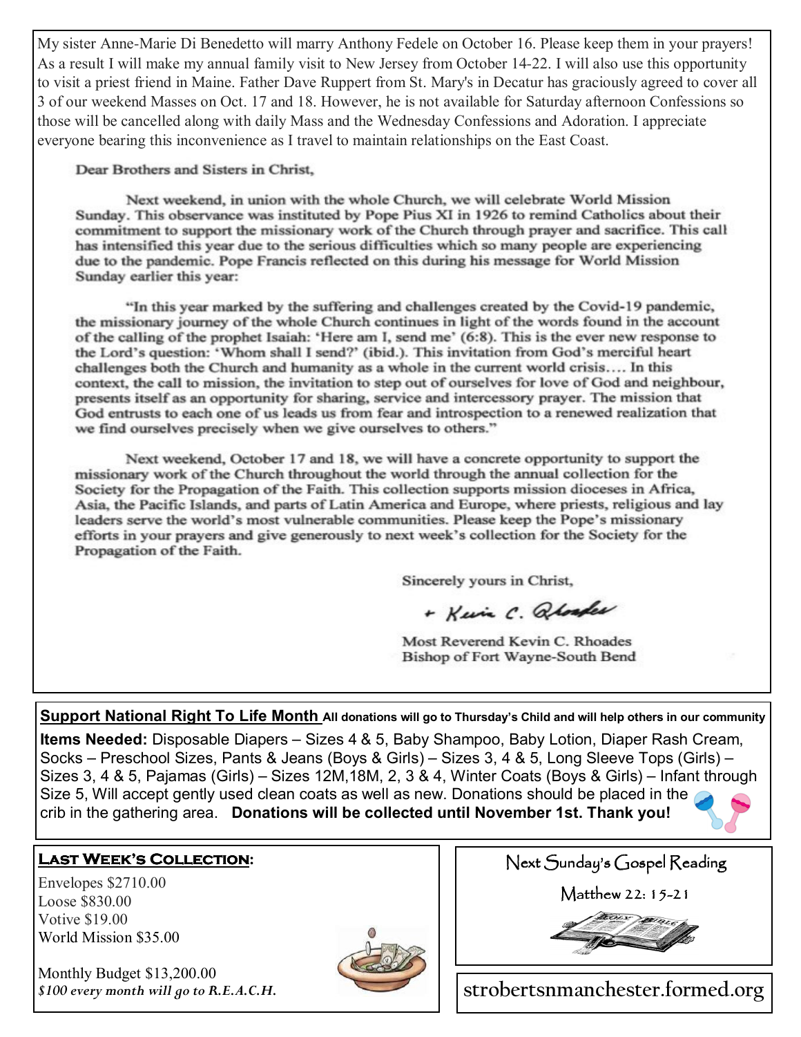My sister Anne-Marie Di Benedetto will marry Anthony Fedele on October 16. Please keep them in your prayers! As a result I will make my annual family visit to New Jersey from October 14-22. I will also use this opportunity to visit a priest friend in Maine. Father Dave Ruppert from St. Mary's in Decatur has graciously agreed to cover all 3 of our weekend Masses on Oct. 17 and 18. However, he is not available for Saturday afternoon Confessions so those will be cancelled along with daily Mass and the Wednesday Confessions and Adoration. I appreciate everyone bearing this inconvenience as I travel to maintain relationships on the East Coast.

Dear Brothers and Sisters in Christ,

Next weekend, in union with the whole Church, we will celebrate World Mission Sunday. This observance was instituted by Pope Pius XI in 1926 to remind Catholics about their commitment to support the missionary work of the Church through prayer and sacrifice. This call has intensified this year due to the serious difficulties which so many people are experiencing due to the pandemic. Pope Francis reflected on this during his message for World Mission Sunday earlier this year:

"In this year marked by the suffering and challenges created by the Covid-19 pandemic, the missionary journey of the whole Church continues in light of the words found in the account of the calling of the prophet Isaiah: 'Here am I, send me' (6:8). This is the ever new response to the Lord's question: 'Whom shall I send?' (ibid.). This invitation from God's merciful heart challenges both the Church and humanity as a whole in the current world crisis.... In this context, the call to mission, the invitation to step out of ourselves for love of God and neighbour, presents itself as an opportunity for sharing, service and intercessory prayer. The mission that God entrusts to each one of us leads us from fear and introspection to a renewed realization that we find ourselves precisely when we give ourselves to others."

Next weekend, October 17 and 18, we will have a concrete opportunity to support the missionary work of the Church throughout the world through the annual collection for the Society for the Propagation of the Faith. This collection supports mission dioceses in Africa, Asia, the Pacific Islands, and parts of Latin America and Europe, where priests, religious and lay leaders serve the world's most vulnerable communities. Please keep the Pope's missionary efforts in your prayers and give generously to next week's collection for the Society for the Propagation of the Faith.

Sincerely yours in Christ,

+ Kevin C. Rhoades

Most Reverend Kevin C. Rhoades
Bishop of Fort Wayne-South Bend

**Support National Right To Life Month** **All donations will go to Thursday's Child and will help others in our community**

**Items Needed:** Disposable Diapers – Sizes 4 & 5, Baby Shampoo, Baby Lotion, Diaper Rash Cream, Socks – Preschool Sizes, Pants & Jeans (Boys & Girls) – Sizes 3, 4 & 5, Long Sleeve Tops (Girls) – Sizes 3, 4 & 5, Pajamas (Girls) – Sizes 12M,18M, 2, 3 & 4, Winter Coats (Boys & Girls) – Infant through Size 5, Will accept gently used clean coats as well as new. Donations should be placed in the crib in the gathering area. **Donations will be collected until November 1st. Thank you!**

**Last Week's Collection:**

Envelopes $2710.00
Loose $830.00
Votive $19.00
World Mission $35.00

Monthly Budget $13,200.00
*$100 every month will go to R.E.A.C.H.*

Next Sunday's Gospel Reading

Matthew 22: 15-21

strobertsnmanchester.formed.org